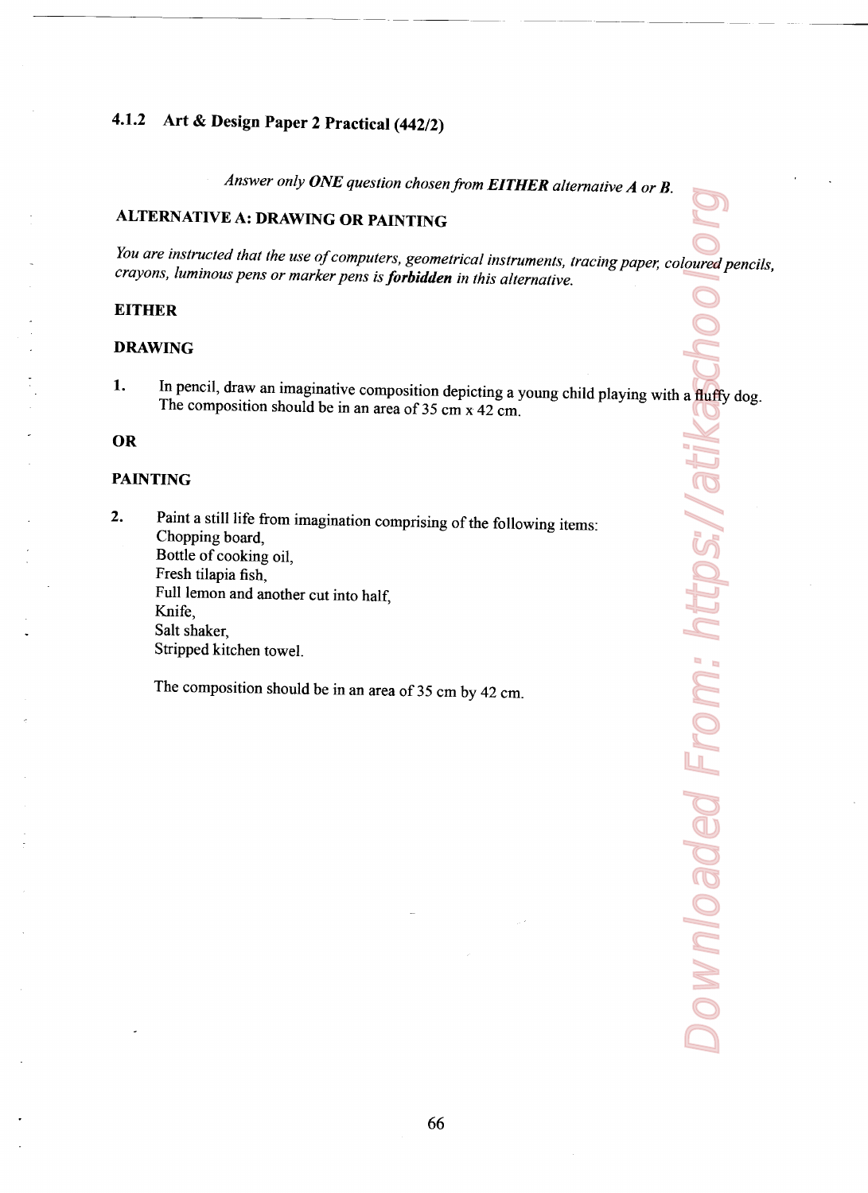### 4.1.2 Art & Design Paper 2 Practical (442/2)

*Answer only **ONE** question chosen from **EITHER** alternative A or B.*

## ALTERNATIVE A: DRAWING OR PAINTING

*You are instructed that the use of computers, geometrical instruments, tracing paper, coloured pencils, crayons, luminous pens or marker pens is **forbidden** in this alternative.*

**EITHER**

**DRAWING**

1. In pencil, draw an imaginative composition depicting a young child playing with a fluffy dog. The composition should be in an area of 35 cm x 42 cm.

**OR**

**PAINTING**

2. Paint a still life from imagination comprising of the following items:
   Chopping board,
   Bottle of cooking oil,
   Fresh tilapia fish,
   Full lemon and another cut into half,
   Knife,
   Salt shaker,
   Stripped kitchen towel.

   The composition should be in an area of 35 cm by 42 cm.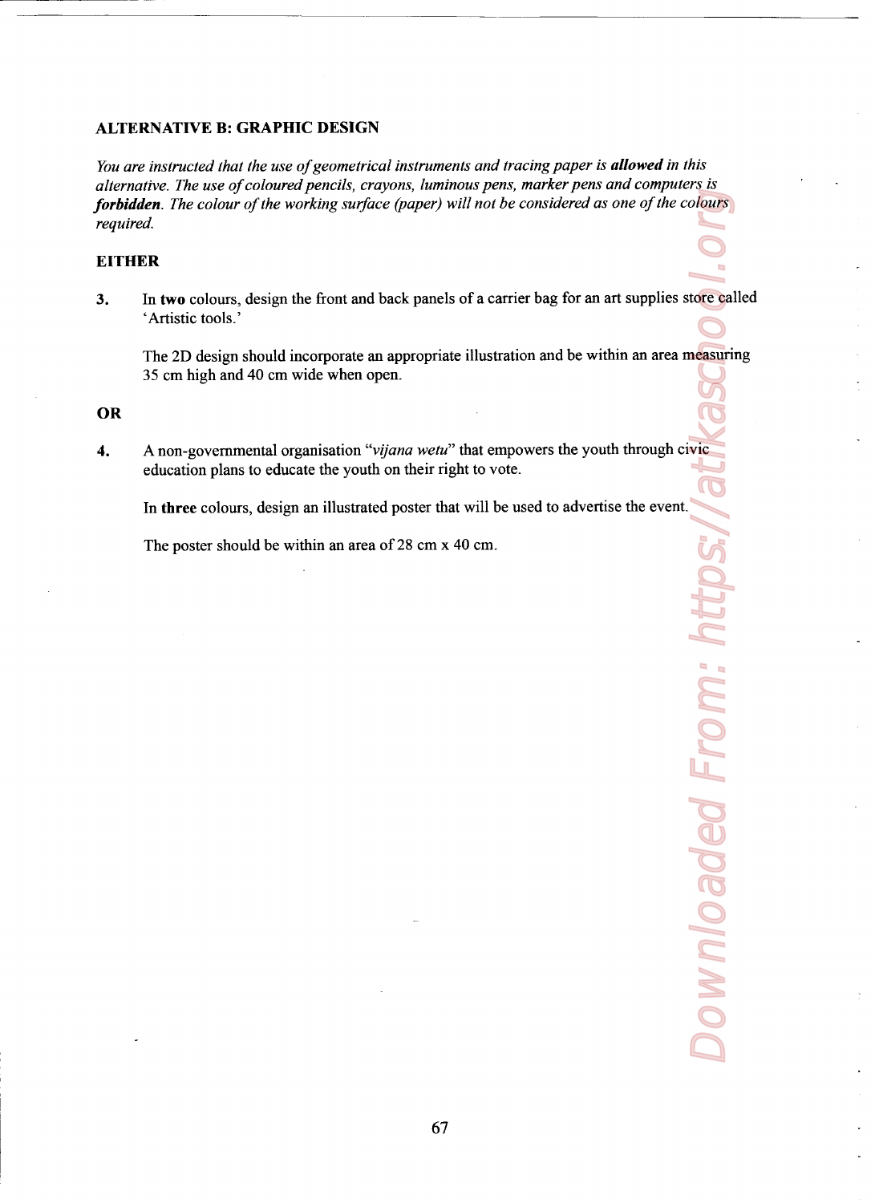## ALTERNATIVE B: GRAPHIC DESIGN

*You are instructed that the use of geometrical instruments and tracing paper is* ***allowed*** *in this alternative. The use of coloured pencils, crayons, luminous pens, marker pens and computers is* ***forbidden****. The colour of the working surface (paper) will not be considered as one of the colours required.*

### EITHER

**3.** In **two** colours, design the front and back panels of a carrier bag for an art supplies store called 'Artistic tools.'

The 2D design should incorporate an appropriate illustration and be within an area measuring 35 cm high and 40 cm wide when open.

### OR

**4.** A non-governmental organisation "*vijana wetu*" that empowers the youth through civic education plans to educate the youth on their right to vote.

In **three** colours, design an illustrated poster that will be used to advertise the event.

The poster should be within an area of 28 cm x 40 cm.